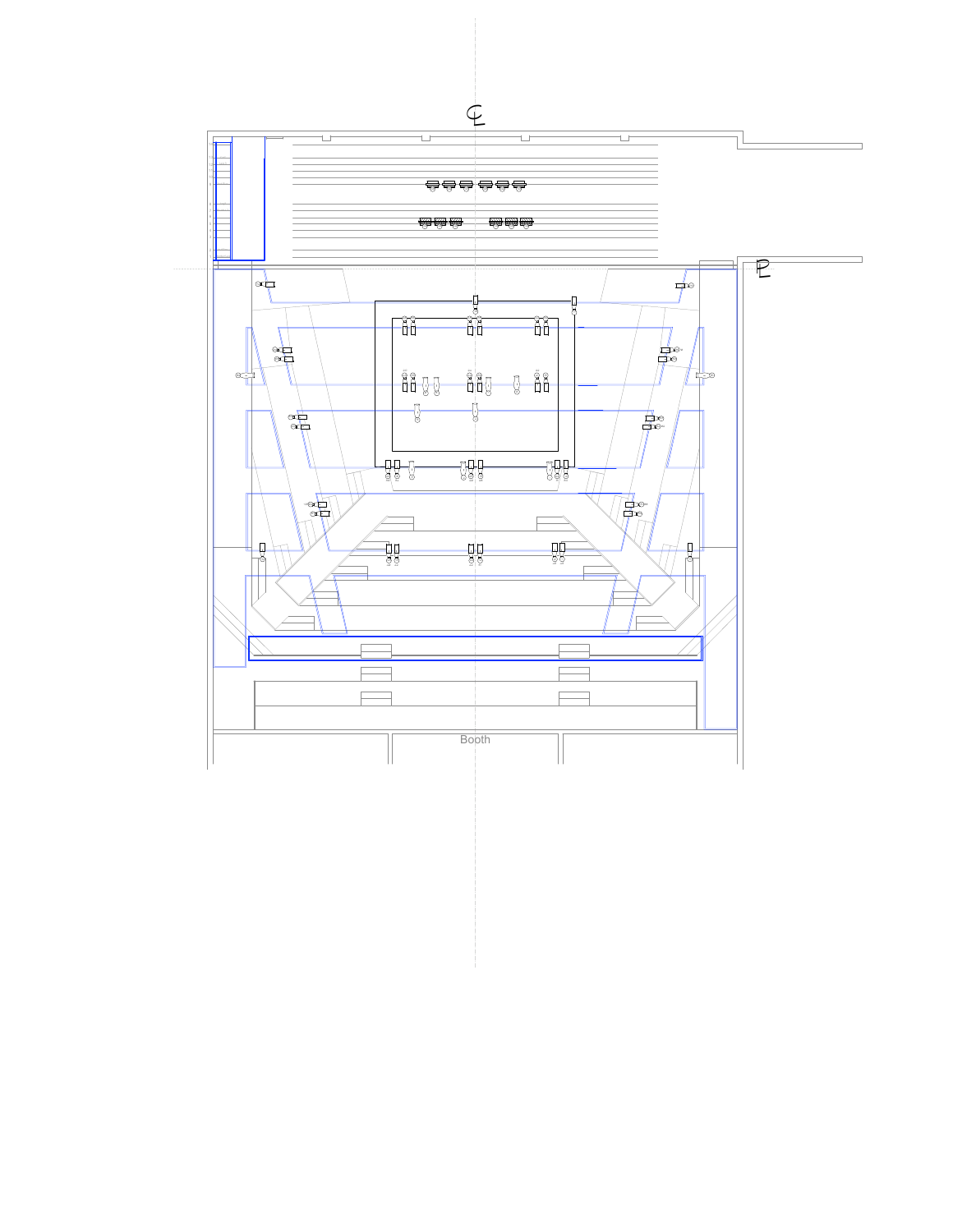Booth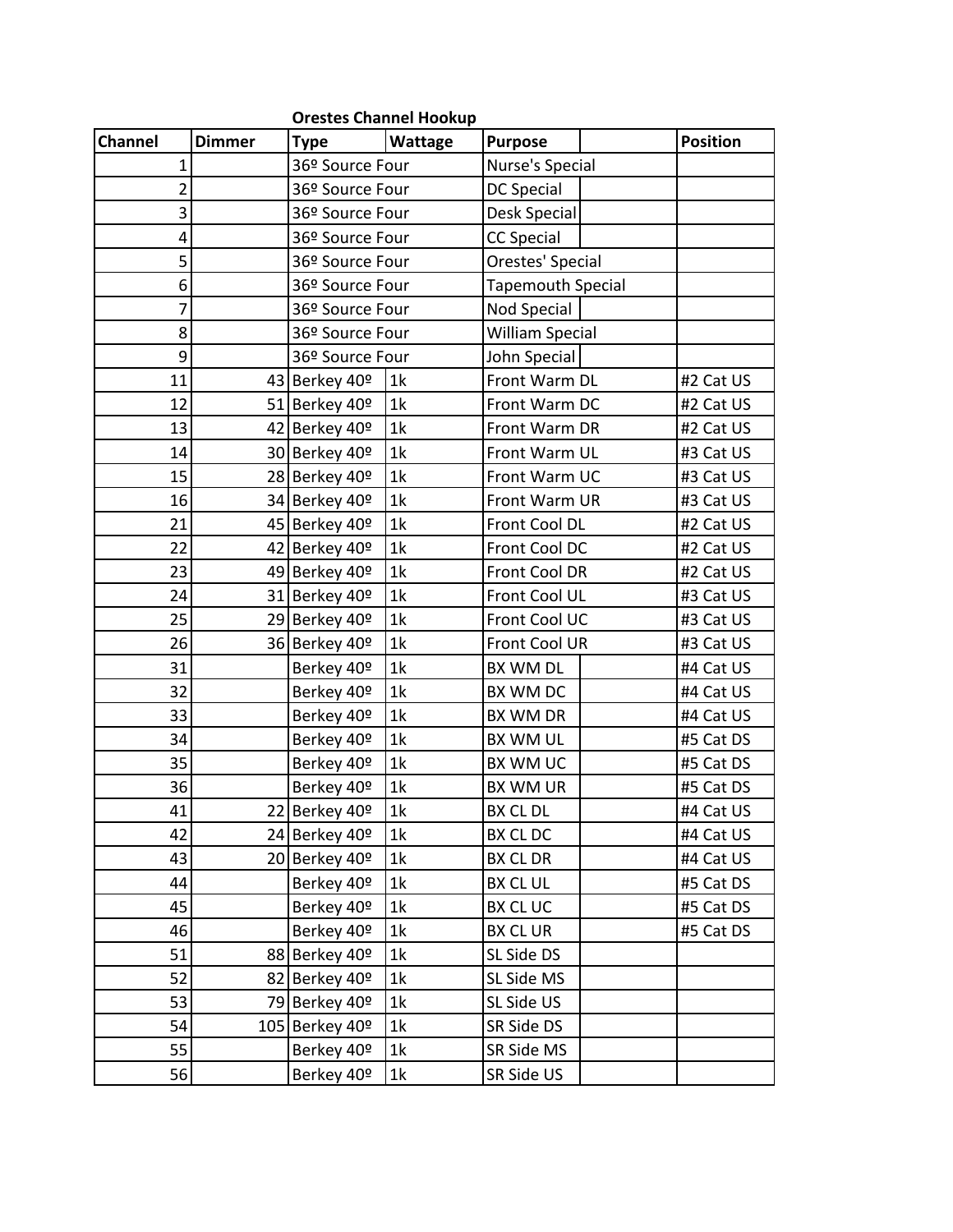**Orestes Channel Hookup**

| Channel | Dimmer | Type | Wattage | Purpose | | Position |
|---|---|---|---|---|---|---|
| 1 | | 36º Source Four | | Nurse's Special | | |
| 2 | | 36º Source Four | | DC Special | | |
| 3 | | 36º Source Four | | Desk Special | | |
| 4 | | 36º Source Four | | CC Special | | |
| 5 | | 36º Source Four | | Orestes' Special | | |
| 6 | | 36º Source Four | | Tapemouth Special | | |
| 7 | | 36º Source Four | | Nod Special | | |
| 8 | | 36º Source Four | | William Special | | |
| 9 | | 36º Source Four | | John Special | | |
| 11 | 43 | Berkey 40º | 1k | Front Warm DL | | #2 Cat US |
| 12 | 51 | Berkey 40º | 1k | Front Warm DC | | #2 Cat US |
| 13 | 42 | Berkey 40º | 1k | Front Warm DR | | #2 Cat US |
| 14 | 30 | Berkey 40º | 1k | Front Warm UL | | #3 Cat US |
| 15 | 28 | Berkey 40º | 1k | Front Warm UC | | #3 Cat US |
| 16 | 34 | Berkey 40º | 1k | Front Warm UR | | #3 Cat US |
| 21 | 45 | Berkey 40º | 1k | Front Cool DL | | #2 Cat US |
| 22 | 42 | Berkey 40º | 1k | Front Cool DC | | #2 Cat US |
| 23 | 49 | Berkey 40º | 1k | Front Cool DR | | #2 Cat US |
| 24 | 31 | Berkey 40º | 1k | Front Cool UL | | #3 Cat US |
| 25 | 29 | Berkey 40º | 1k | Front Cool UC | | #3 Cat US |
| 26 | 36 | Berkey 40º | 1k | Front Cool UR | | #3 Cat US |
| 31 | | Berkey 40º | 1k | BX WM DL | | #4 Cat US |
| 32 | | Berkey 40º | 1k | BX WM DC | | #4 Cat US |
| 33 | | Berkey 40º | 1k | BX WM DR | | #4 Cat US |
| 34 | | Berkey 40º | 1k | BX WM UL | | #5 Cat DS |
| 35 | | Berkey 40º | 1k | BX WM UC | | #5 Cat DS |
| 36 | | Berkey 40º | 1k | BX WM UR | | #5 Cat DS |
| 41 | 22 | Berkey 40º | 1k | BX CL DL | | #4 Cat US |
| 42 | 24 | Berkey 40º | 1k | BX CL DC | | #4 Cat US |
| 43 | 20 | Berkey 40º | 1k | BX CL DR | | #4 Cat US |
| 44 | | Berkey 40º | 1k | BX CL UL | | #5 Cat DS |
| 45 | | Berkey 40º | 1k | BX CL UC | | #5 Cat DS |
| 46 | | Berkey 40º | 1k | BX CL UR | | #5 Cat DS |
| 51 | 88 | Berkey 40º | 1k | SL Side DS | | |
| 52 | 82 | Berkey 40º | 1k | SL Side MS | | |
| 53 | 79 | Berkey 40º | 1k | SL Side US | | |
| 54 | 105 | Berkey 40º | 1k | SR Side DS | | |
| 55 | | Berkey 40º | 1k | SR Side MS | | |
| 56 | | Berkey 40º | 1k | SR Side US | | |